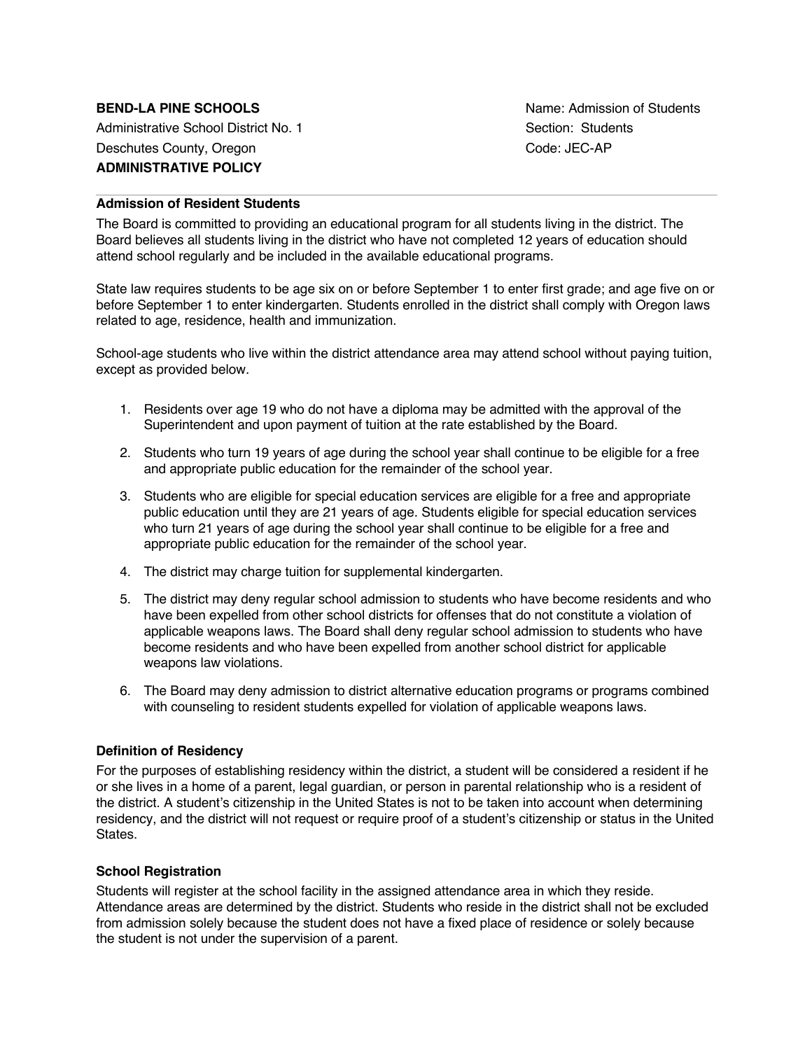**BEND-LA PINE SCHOOLS**
Administrative School District No. 1
Deschutes County, Oregon
**ADMINISTRATIVE POLICY**

Name: Admission of Students
Section: Students
Code: JEC-AP

---

**Admission of Resident Students**

The Board is committed to providing an educational program for all students living in the district. The Board believes all students living in the district who have not completed 12 years of education should attend school regularly and be included in the available educational programs.

State law requires students to be age six on or before September 1 to enter first grade; and age five on or before September 1 to enter kindergarten. Students enrolled in the district shall comply with Oregon laws related to age, residence, health and immunization.

School-age students who live within the district attendance area may attend school without paying tuition, except as provided below.

1. Residents over age 19 who do not have a diploma may be admitted with the approval of the Superintendent and upon payment of tuition at the rate established by the Board.
2. Students who turn 19 years of age during the school year shall continue to be eligible for a free and appropriate public education for the remainder of the school year.
3. Students who are eligible for special education services are eligible for a free and appropriate public education until they are 21 years of age. Students eligible for special education services who turn 21 years of age during the school year shall continue to be eligible for a free and appropriate public education for the remainder of the school year.
4. The district may charge tuition for supplemental kindergarten.
5. The district may deny regular school admission to students who have become residents and who have been expelled from other school districts for offenses that do not constitute a violation of applicable weapons laws. The Board shall deny regular school admission to students who have become residents and who have been expelled from another school district for applicable weapons law violations.
6. The Board may deny admission to district alternative education programs or programs combined with counseling to resident students expelled for violation of applicable weapons laws.

**Definition of Residency**

For the purposes of establishing residency within the district, a student will be considered a resident if he or she lives in a home of a parent, legal guardian, or person in parental relationship who is a resident of the district. A student's citizenship in the United States is not to be taken into account when determining residency, and the district will not request or require proof of a student's citizenship or status in the United States.

**School Registration**

Students will register at the school facility in the assigned attendance area in which they reside. Attendance areas are determined by the district. Students who reside in the district shall not be excluded from admission solely because the student does not have a fixed place of residence or solely because the student is not under the supervision of a parent.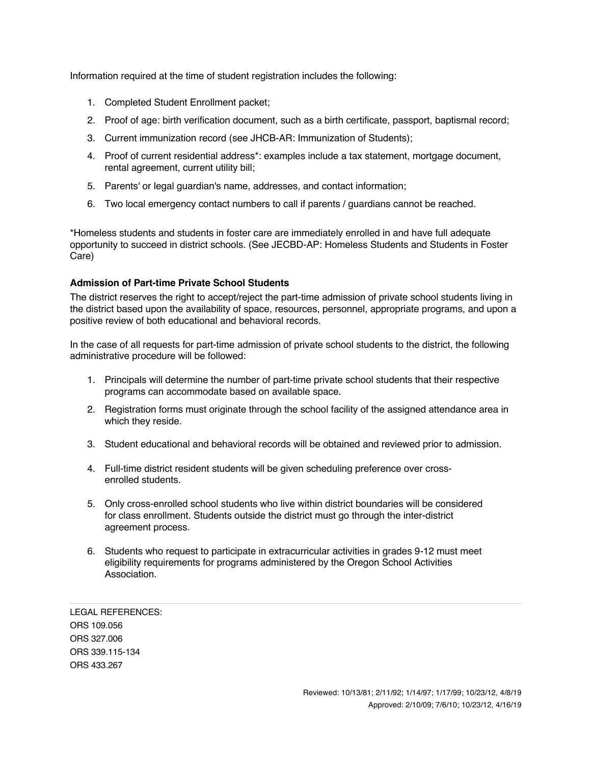Information required at the time of student registration includes the following:

1. Completed Student Enrollment packet;
2. Proof of age: birth verification document, such as a birth certificate, passport, baptismal record;
3. Current immunization record (see JHCB-AR: Immunization of Students);
4. Proof of current residential address*: examples include a tax statement, mortgage document, rental agreement, current utility bill;
5. Parents' or legal guardian's name, addresses, and contact information;
6. Two local emergency contact numbers to call if parents / guardians cannot be reached.

*Homeless students and students in foster care are immediately enrolled in and have full adequate opportunity to succeed in district schools. (See JECBD-AP: Homeless Students and Students in Foster Care)

**Admission of Part-time Private School Students**

The district reserves the right to accept/reject the part-time admission of private school students living in the district based upon the availability of space, resources, personnel, appropriate programs, and upon a positive review of both educational and behavioral records.

In the case of all requests for part-time admission of private school students to the district, the following administrative procedure will be followed:

1. Principals will determine the number of part-time private school students that their respective programs can accommodate based on available space.
2. Registration forms must originate through the school facility of the assigned attendance area in which they reside.
3. Student educational and behavioral records will be obtained and reviewed prior to admission.
4. Full-time district resident students will be given scheduling preference over cross-enrolled students.
5. Only cross-enrolled school students who live within district boundaries will be considered for class enrollment. Students outside the district must go through the inter-district agreement process.
6. Students who request to participate in extracurricular activities in grades 9-12 must meet eligibility requirements for programs administered by the Oregon School Activities Association.

---

LEGAL REFERENCES:
ORS 109.056
ORS 327.006
ORS 339.115-134
ORS 433.267

Reviewed: 10/13/81; 2/11/92; 1/14/97; 1/17/99; 10/23/12, 4/8/19
Approved: 2/10/09; 7/6/10; 10/23/12, 4/16/19